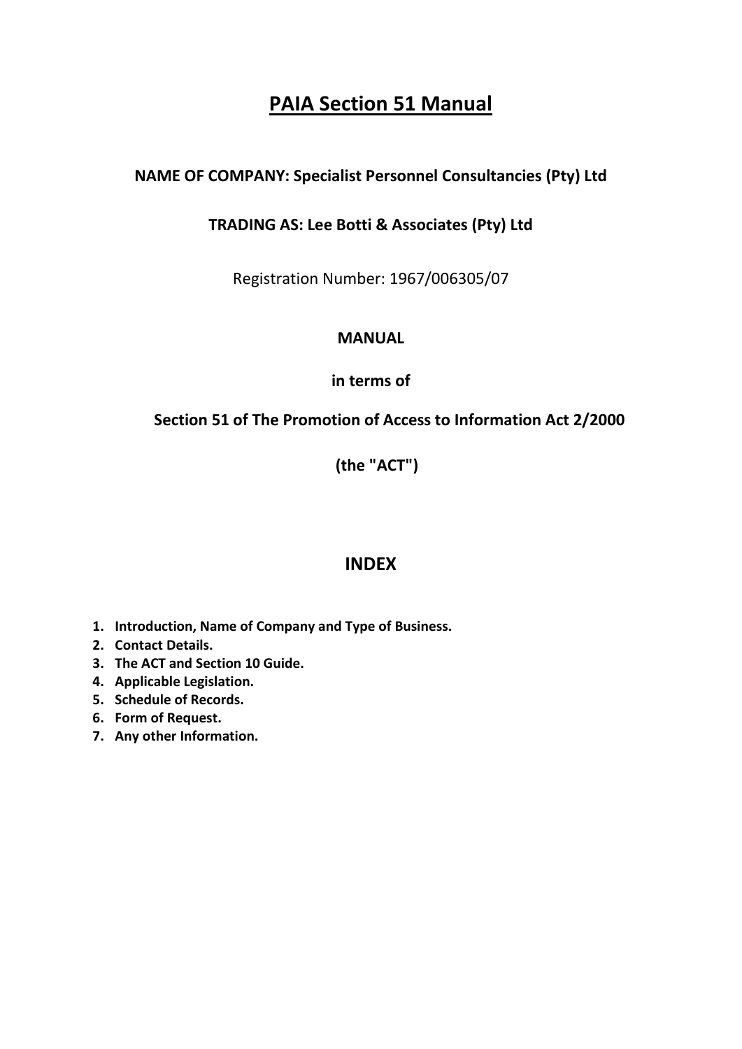# PAIA Section 51 Manual

**NAME OF COMPANY: Specialist Personnel Consultancies (Pty) Ltd**

**TRADING AS: Lee Botti & Associates (Pty) Ltd**

Registration Number: 1967/006305/07

**MANUAL**

**in terms of**

**Section 51 of The Promotion of Access to Information Act 2/2000**

**(the "ACT")**

## INDEX

1. **Introduction, Name of Company and Type of Business.**
2. **Contact Details.**
3. **The ACT and Section 10 Guide.**
4. **Applicable Legislation.**
5. **Schedule of Records.**
6. **Form of Request.**
7. **Any other Information.**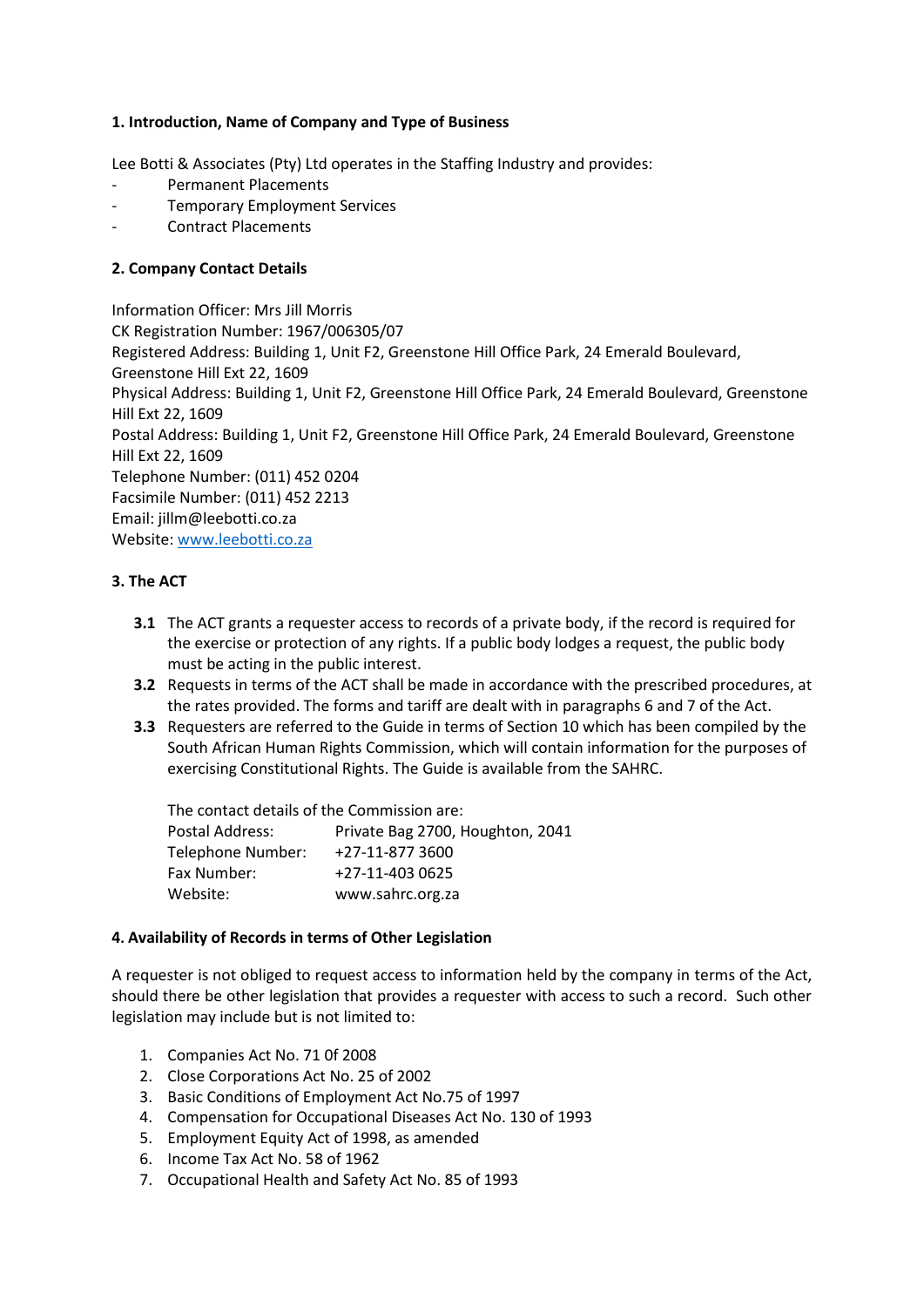**1. Introduction, Name of Company and Type of Business**

Lee Botti & Associates (Pty) Ltd operates in the Staffing Industry and provides:

- Permanent Placements
- Temporary Employment Services
- Contract Placements

**2. Company Contact Details**

Information Officer: Mrs Jill Morris
CK Registration Number: 1967/006305/07
Registered Address: Building 1, Unit F2, Greenstone Hill Office Park, 24 Emerald Boulevard, Greenstone Hill Ext 22, 1609
Physical Address: Building 1, Unit F2, Greenstone Hill Office Park, 24 Emerald Boulevard, Greenstone Hill Ext 22, 1609
Postal Address: Building 1, Unit F2, Greenstone Hill Office Park, 24 Emerald Boulevard, Greenstone Hill Ext 22, 1609
Telephone Number: (011) 452 0204
Facsimile Number: (011) 452 2213
Email: jillm@leebotti.co.za
Website: [www.leebotti.co.za](http://www.leebotti.co.za)

**3. The ACT**

**3.1** The ACT grants a requester access to records of a private body, if the record is required for the exercise or protection of any rights. If a public body lodges a request, the public body must be acting in the public interest.

**3.2** Requests in terms of the ACT shall be made in accordance with the prescribed procedures, at the rates provided. The forms and tariff are dealt with in paragraphs 6 and 7 of the Act.

**3.3** Requesters are referred to the Guide in terms of Section 10 which has been compiled by the South African Human Rights Commission, which will contain information for the purposes of exercising Constitutional Rights. The Guide is available from the SAHRC.

The contact details of the Commission are:

| | |
|---|---|
| Postal Address: | Private Bag 2700, Houghton, 2041 |
| Telephone Number: | +27-11-877 3600 |
| Fax Number: | +27-11-403 0625 |
| Website: | www.sahrc.org.za |

**4. Availability of Records in terms of Other Legislation**

A requester is not obliged to request access to information held by the company in terms of the Act, should there be other legislation that provides a requester with access to such a record. Such other legislation may include but is not limited to:

1. Companies Act No. 71 0f 2008
2. Close Corporations Act No. 25 of 2002
3. Basic Conditions of Employment Act No.75 of 1997
4. Compensation for Occupational Diseases Act No. 130 of 1993
5. Employment Equity Act of 1998, as amended
6. Income Tax Act No. 58 of 1962
7. Occupational Health and Safety Act No. 85 of 1993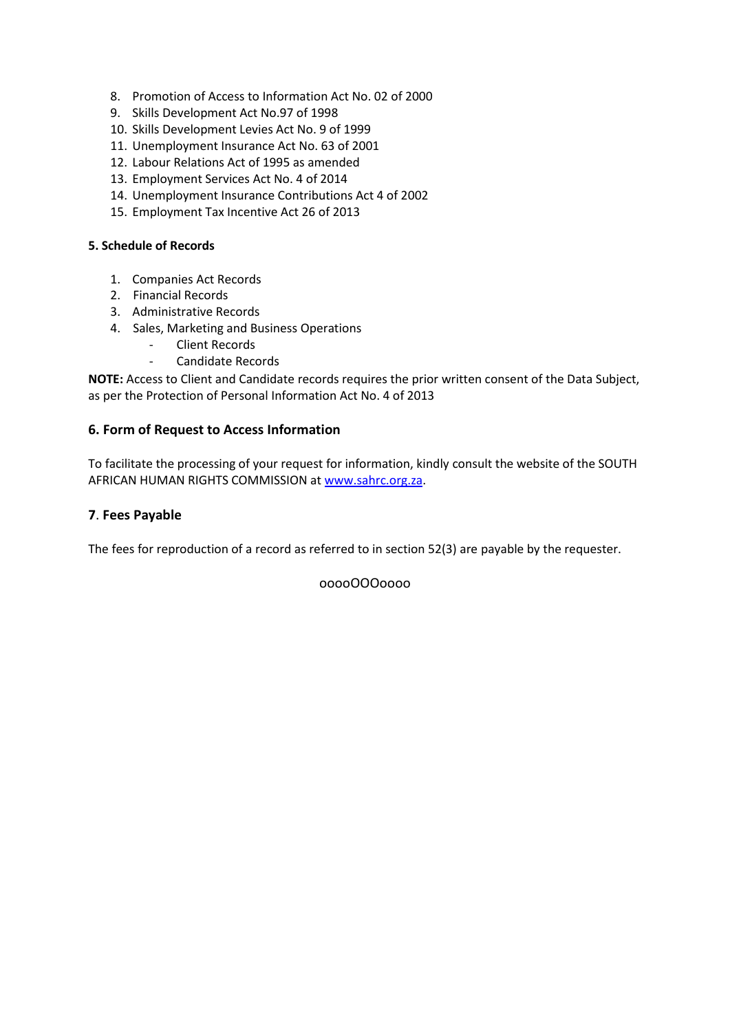8. Promotion of Access to Information Act No. 02 of 2000
9. Skills Development Act No.97 of 1998
10. Skills Development Levies Act No. 9 of 1999
11. Unemployment Insurance Act No. 63 of 2001
12. Labour Relations Act of 1995 as amended
13. Employment Services Act No. 4 of 2014
14. Unemployment Insurance Contributions Act 4 of 2002
15. Employment Tax Incentive Act 26 of 2013

**5. Schedule of Records**

1. Companies Act Records
2. Financial Records
3. Administrative Records
4. Sales, Marketing and Business Operations
   - Client Records
   - Candidate Records

**NOTE:** Access to Client and Candidate records requires the prior written consent of the Data Subject, as per the Protection of Personal Information Act No. 4 of 2013

## 6. Form of Request to Access Information

To facilitate the processing of your request for information, kindly consult the website of the SOUTH AFRICAN HUMAN RIGHTS COMMISSION at www.sahrc.org.za.

## 7. Fees Payable

The fees for reproduction of a record as referred to in section 52(3) are payable by the requester.

ooooOOOoooo